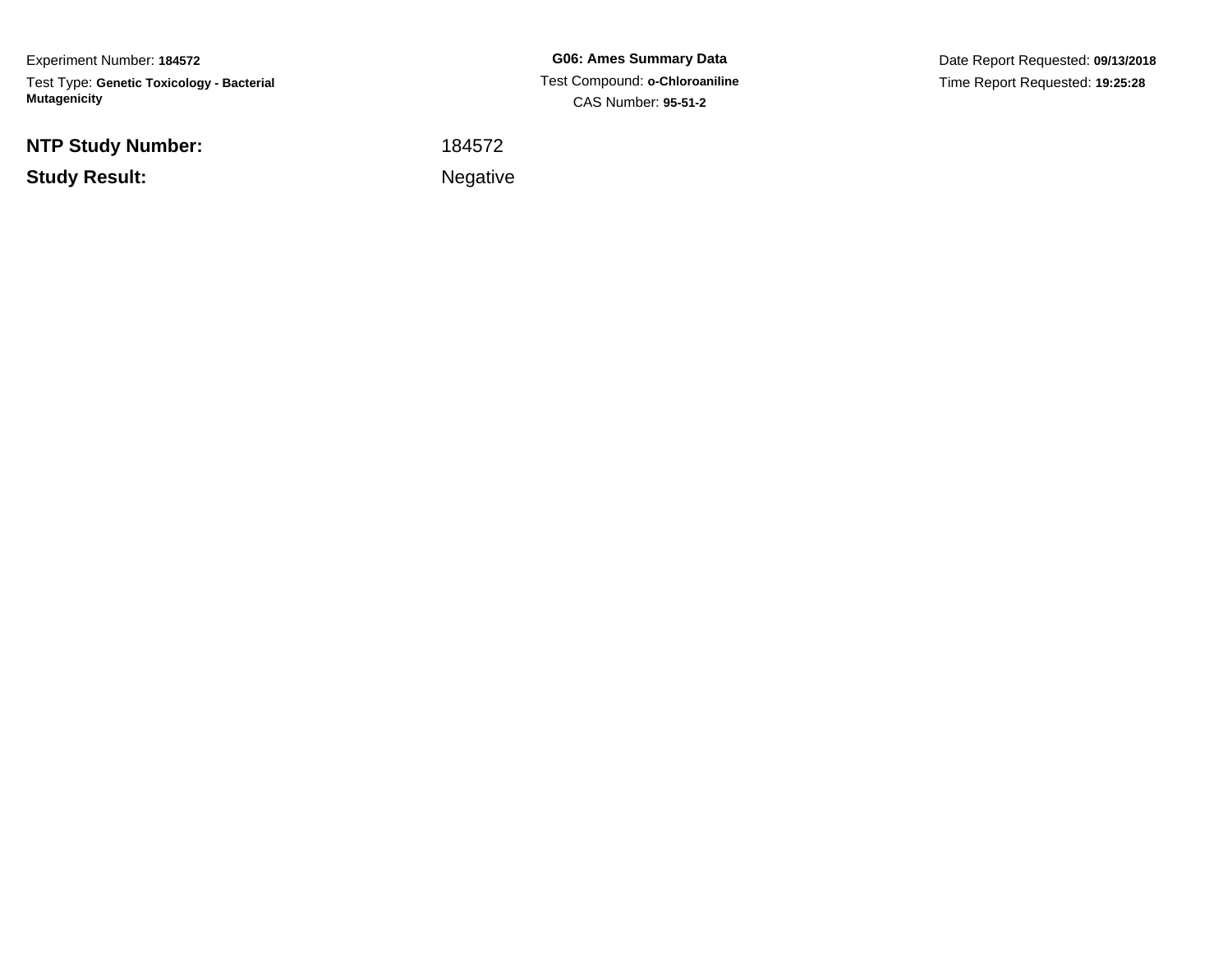Experiment Number: **184572**

Test Type: **Genetic Toxicology - Bacterial Mutagenicity**

**G06: Ames Summary Data**

Test Compound: **o-Chloroaniline**

CAS Number: **95-51-2**

Date Report Requested: **09/13/2018**

Time Report Requested: **19:25:28**

| | |
|---|---|
| **NTP Study Number:** | 184572 |
| **Study Result:** | Negative |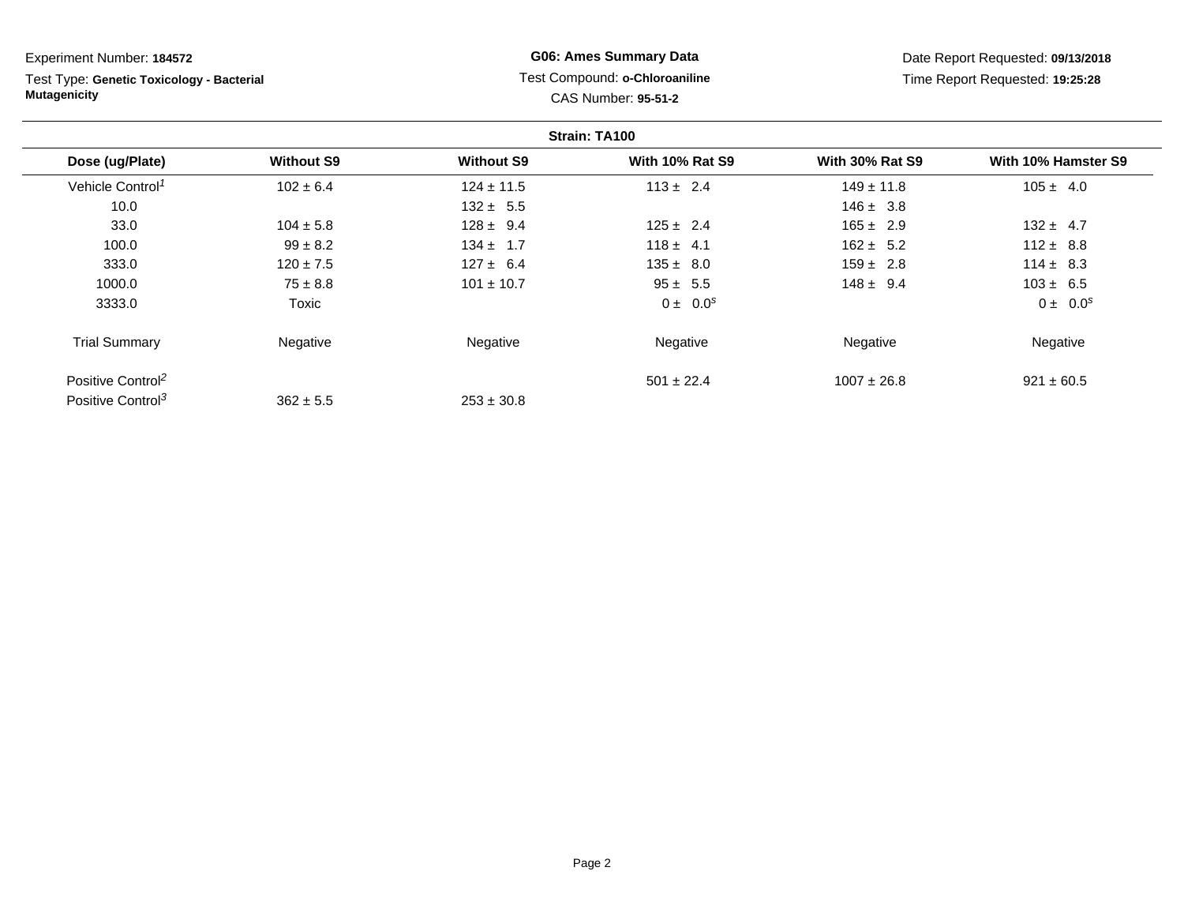Experiment Number: **184572**

Test Type: **Genetic Toxicology - Bacterial Mutagenicity**

**G06: Ames Summary Data**

Test Compound: **o-Chloroaniline**

CAS Number: **95-51-2**

Date Report Requested: **09/13/2018**

Time Report Requested: **19:25:28**

**Strain: TA100**

| Dose (ug/Plate) | Without S9 | Without S9 | With 10% Rat S9 | With 30% Rat S9 | With 10% Hamster S9 |
|---|---|---|---|---|---|
| Vehicle Control[1] | 102 ± 6.4 | 124 ± 11.5 | 113 ± 2.4 | 149 ± 11.8 | 105 ± 4.0 |
| 10.0 | | 132 ± 5.5 | | 146 ± 3.8 | |
| 33.0 | 104 ± 5.8 | 128 ± 9.4 | 125 ± 2.4 | 165 ± 2.9 | 132 ± 4.7 |
| 100.0 | 99 ± 8.2 | 134 ± 1.7 | 118 ± 4.1 | 162 ± 5.2 | 112 ± 8.8 |
| 333.0 | 120 ± 7.5 | 127 ± 6.4 | 135 ± 8.0 | 159 ± 2.8 | 114 ± 8.3 |
| 1000.0 | 75 ± 8.8 | 101 ± 10.7 | 95 ± 5.5 | 148 ± 9.4 | 103 ± 6.5 |
| 3333.0 | Toxic | | 0 ± 0.0[s] | | 0 ± 0.0[s] |
| Trial Summary | Negative | Negative | Negative | Negative | Negative |
| Positive Control[2] | | | 501 ± 22.4 | 1007 ± 26.8 | 921 ± 60.5 |
| Positive Control[3] | 362 ± 5.5 | 253 ± 30.8 | | | |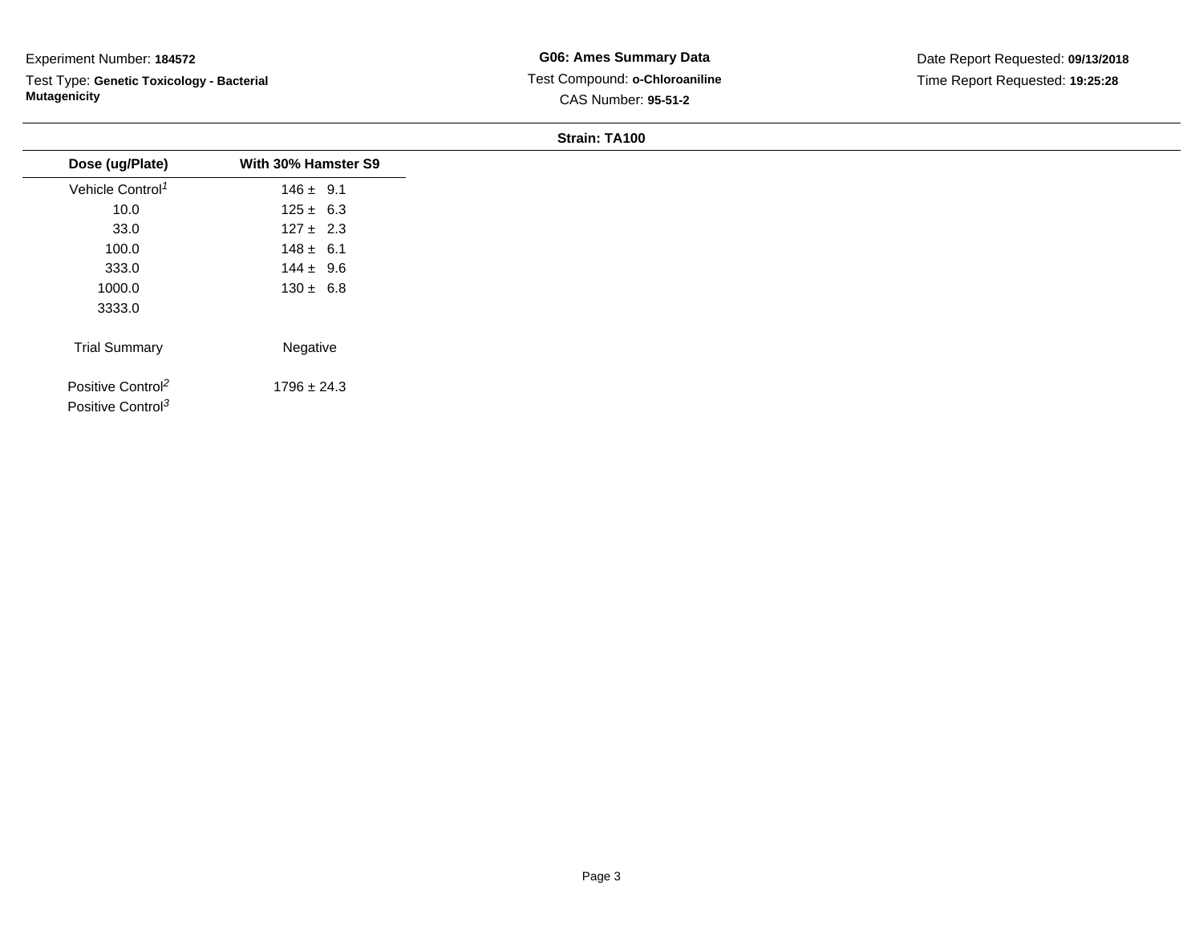Experiment Number: **184572**

Test Type: **Genetic Toxicology - Bacterial Mutagenicity**

**G06: Ames Summary Data**

Test Compound: **o-Chloroaniline**

CAS Number: **95-51-2**

Date Report Requested: **09/13/2018**

Time Report Requested: **19:25:28**

**Strain: TA100**

| Dose (ug/Plate) | With 30% Hamster S9 |
|---|---|
| Vehicle Control[1] | 146 ± 9.1 |
| 10.0 | 125 ± 6.3 |
| 33.0 | 127 ± 2.3 |
| 100.0 | 148 ± 6.1 |
| 333.0 | 144 ± 9.6 |
| 1000.0 | 130 ± 6.8 |
| 3333.0 | |
| Trial Summary | Negative |
| Positive Control[2] | 1796 ± 24.3 |
| Positive Control[3] | |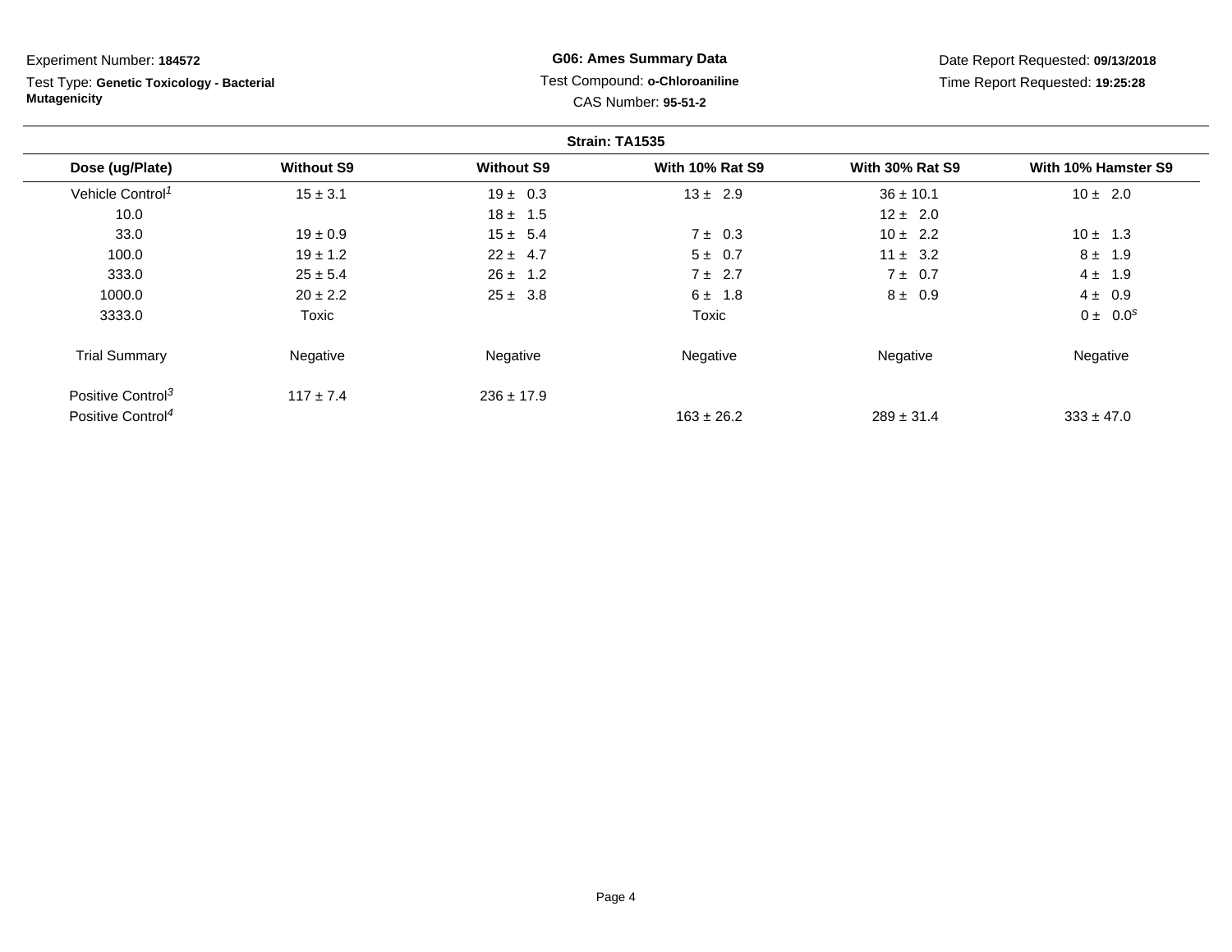Experiment Number: **184572**

Test Type: **Genetic Toxicology - Bacterial Mutagenicity**

**G06: Ames Summary Data**

Test Compound: **o-Chloroaniline**

CAS Number: **95-51-2**

Date Report Requested: **09/13/2018**

Time Report Requested: **19:25:28**

**Strain: TA1535**

| Dose (ug/Plate) | Without S9 | Without S9 | With 10% Rat S9 | With 30% Rat S9 | With 10% Hamster S9 |
|---|---|---|---|---|---|
| Vehicle Control[1] | 15 ± 3.1 | 19 ± 0.3 | 13 ± 2.9 | 36 ± 10.1 | 10 ± 2.0 |
| 10.0 | | 18 ± 1.5 | | 12 ± 2.0 | |
| 33.0 | 19 ± 0.9 | 15 ± 5.4 | 7 ± 0.3 | 10 ± 2.2 | 10 ± 1.3 |
| 100.0 | 19 ± 1.2 | 22 ± 4.7 | 5 ± 0.7 | 11 ± 3.2 | 8 ± 1.9 |
| 333.0 | 25 ± 5.4 | 26 ± 1.2 | 7 ± 2.7 | 7 ± 0.7 | 4 ± 1.9 |
| 1000.0 | 20 ± 2.2 | 25 ± 3.8 | 6 ± 1.8 | 8 ± 0.9 | 4 ± 0.9 |
| 3333.0 | Toxic | | Toxic | | 0 ± 0.0[s] |
| Trial Summary | Negative | Negative | Negative | Negative | Negative |
| Positive Control[3] | 117 ± 7.4 | 236 ± 17.9 | | | |
| Positive Control[4] | | | 163 ± 26.2 | 289 ± 31.4 | 333 ± 47.0 |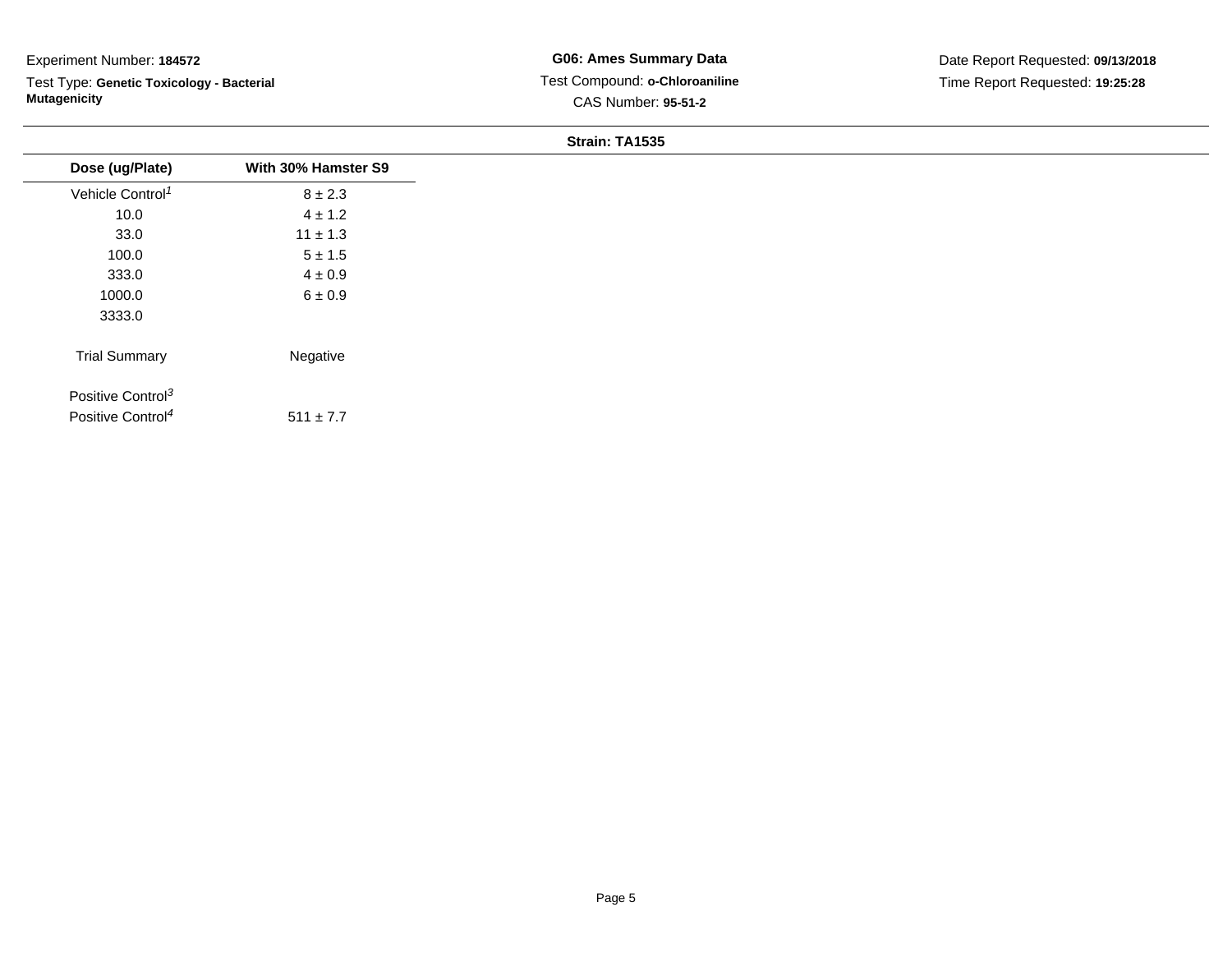Experiment Number: **184572**

Test Type: **Genetic Toxicology - Bacterial Mutagenicity**

**G06: Ames Summary Data**

Test Compound: **o-Chloroaniline**

CAS Number: **95-51-2**

Date Report Requested: **09/13/2018**

Time Report Requested: **19:25:28**

**Strain: TA1535**

| Dose (ug/Plate) | With 30% Hamster S9 |
|---|---|
| Vehicle Control[1] | 8 ± 2.3 |
| 10.0 | 4 ± 1.2 |
| 33.0 | 11 ± 1.3 |
| 100.0 | 5 ± 1.5 |
| 333.0 | 4 ± 0.9 |
| 1000.0 | 6 ± 0.9 |
| 3333.0 | |
| Trial Summary | Negative |
| Positive Control[3] | |
| Positive Control[4] | 511 ± 7.7 |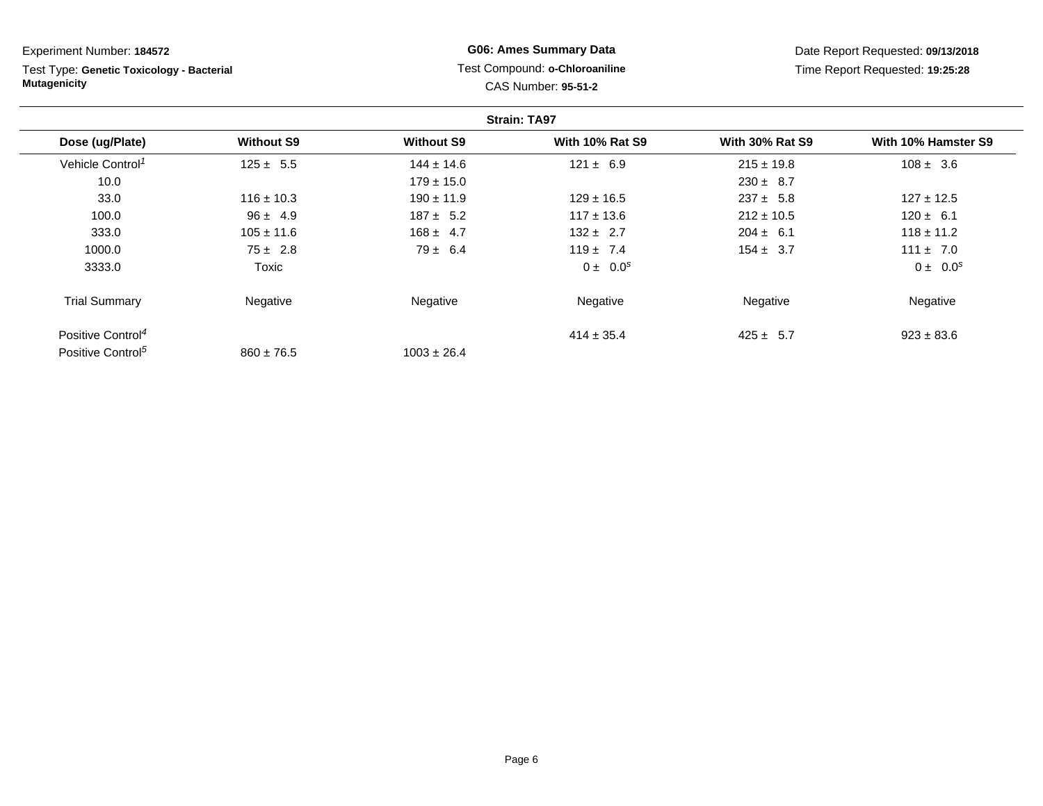Experiment Number: **184572**

Test Type: **Genetic Toxicology - Bacterial Mutagenicity**

**G06: Ames Summary Data**

Test Compound: **o-Chloroaniline**

CAS Number: **95-51-2**

Date Report Requested: **09/13/2018**

Time Report Requested: **19:25:28**

**Strain: TA97**

| Dose (ug/Plate) | Without S9 | Without S9 | With 10% Rat S9 | With 30% Rat S9 | With 10% Hamster S9 |
|---|---|---|---|---|---|
| Vehicle Control[1] | 125 ± 5.5 | 144 ± 14.6 | 121 ± 6.9 | 215 ± 19.8 | 108 ± 3.6 |
| 10.0 | | 179 ± 15.0 | | 230 ± 8.7 | |
| 33.0 | 116 ± 10.3 | 190 ± 11.9 | 129 ± 16.5 | 237 ± 5.8 | 127 ± 12.5 |
| 100.0 | 96 ± 4.9 | 187 ± 5.2 | 117 ± 13.6 | 212 ± 10.5 | 120 ± 6.1 |
| 333.0 | 105 ± 11.6 | 168 ± 4.7 | 132 ± 2.7 | 204 ± 6.1 | 118 ± 11.2 |
| 1000.0 | 75 ± 2.8 | 79 ± 6.4 | 119 ± 7.4 | 154 ± 3.7 | 111 ± 7.0 |
| 3333.0 | Toxic | | 0 ± 0.0[s] | | 0 ± 0.0[s] |
| Trial Summary | Negative | Negative | Negative | Negative | Negative |
| Positive Control[4] | | | 414 ± 35.4 | 425 ± 5.7 | 923 ± 83.6 |
| Positive Control[5] | 860 ± 76.5 | 1003 ± 26.4 | | | |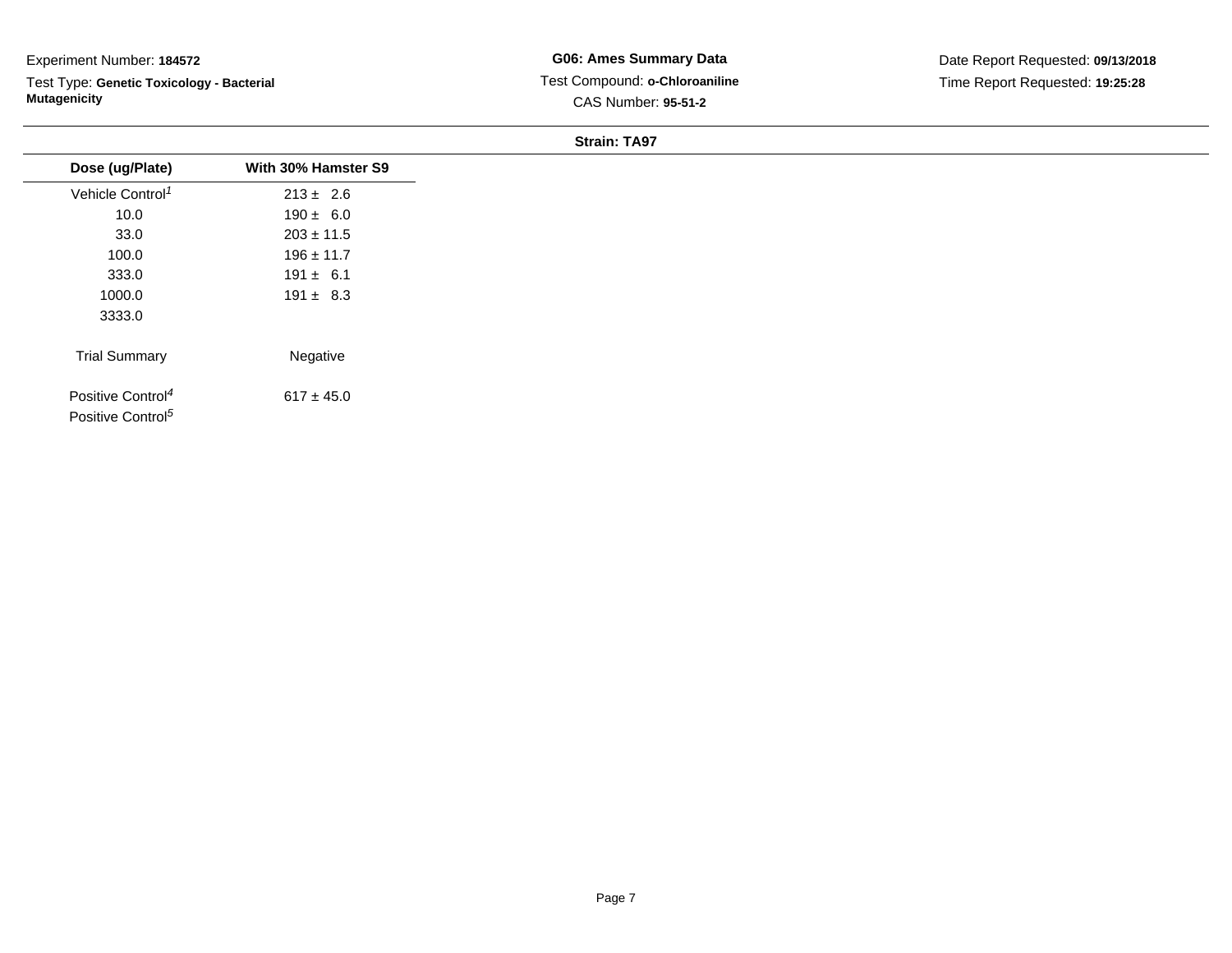Experiment Number: **184572**

Test Type: **Genetic Toxicology - Bacterial Mutagenicity**

**G06: Ames Summary Data**

Test Compound: **o-Chloroaniline**

CAS Number: **95-51-2**

Date Report Requested: **09/13/2018**

Time Report Requested: **19:25:28**

**Strain: TA97**

| Dose (ug/Plate) | With 30% Hamster S9 |
| --- | --- |
| Vehicle Control[1] | 213 ± 2.6 |
| 10.0 | 190 ± 6.0 |
| 33.0 | 203 ± 11.5 |
| 100.0 | 196 ± 11.7 |
| 333.0 | 191 ± 6.1 |
| 1000.0 | 191 ± 8.3 |
| 3333.0 | |
| Trial Summary | Negative |
| Positive Control[4] | 617 ± 45.0 |
| Positive Control[5] | |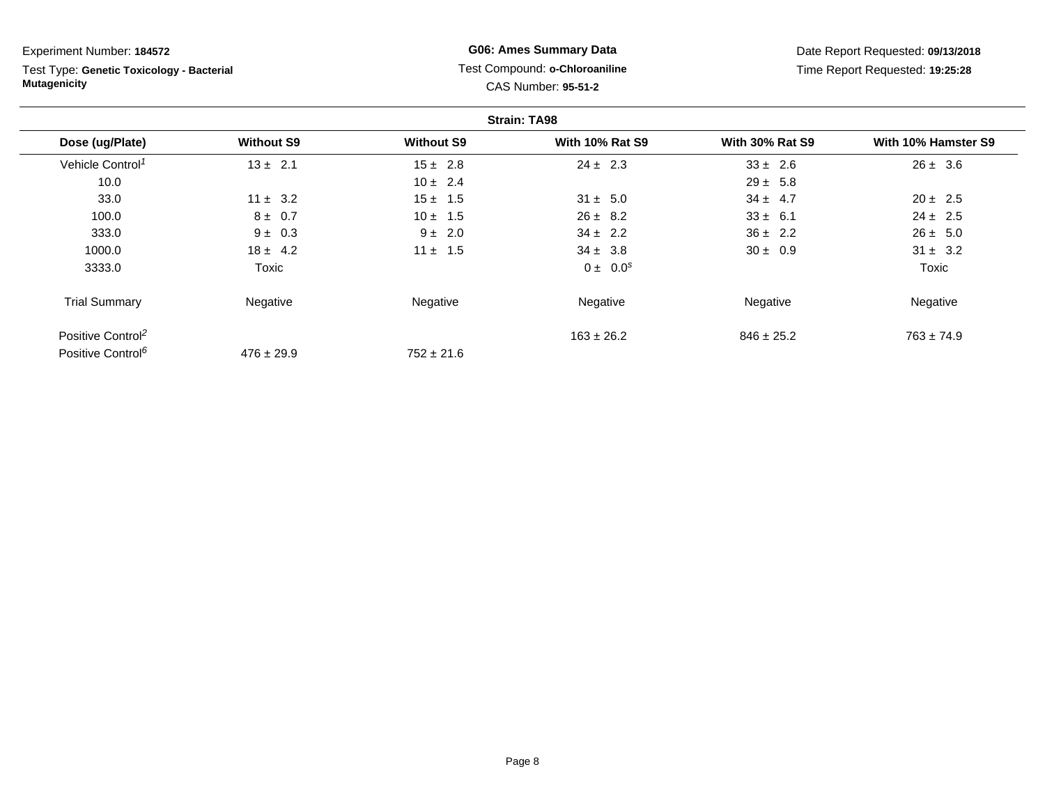Experiment Number: **184572**

Test Type: **Genetic Toxicology - Bacterial Mutagenicity**

**G06: Ames Summary Data**

Test Compound: **o-Chloroaniline**

CAS Number: **95-51-2**

Date Report Requested: **09/13/2018**

Time Report Requested: **19:25:28**

**Strain: TA98**

| Dose (ug/Plate) | Without S9 | Without S9 | With 10% Rat S9 | With 30% Rat S9 | With 10% Hamster S9 |
|---|---|---|---|---|---|
| Vehicle Control[1] | 13 ± 2.1 | 15 ± 2.8 | 24 ± 2.3 | 33 ± 2.6 | 26 ± 3.6 |
| 10.0 | | 10 ± 2.4 | | 29 ± 5.8 | |
| 33.0 | 11 ± 3.2 | 15 ± 1.5 | 31 ± 5.0 | 34 ± 4.7 | 20 ± 2.5 |
| 100.0 | 8 ± 0.7 | 10 ± 1.5 | 26 ± 8.2 | 33 ± 6.1 | 24 ± 2.5 |
| 333.0 | 9 ± 0.3 | 9 ± 2.0 | 34 ± 2.2 | 36 ± 2.2 | 26 ± 5.0 |
| 1000.0 | 18 ± 4.2 | 11 ± 1.5 | 34 ± 3.8 | 30 ± 0.9 | 31 ± 3.2 |
| 3333.0 | Toxic | | 0 ± 0.0[s] | | Toxic |
| Trial Summary | Negative | Negative | Negative | Negative | Negative |
| Positive Control[2] | | | 163 ± 26.2 | 846 ± 25.2 | 763 ± 74.9 |
| Positive Control[6] | 476 ± 29.9 | 752 ± 21.6 | | | |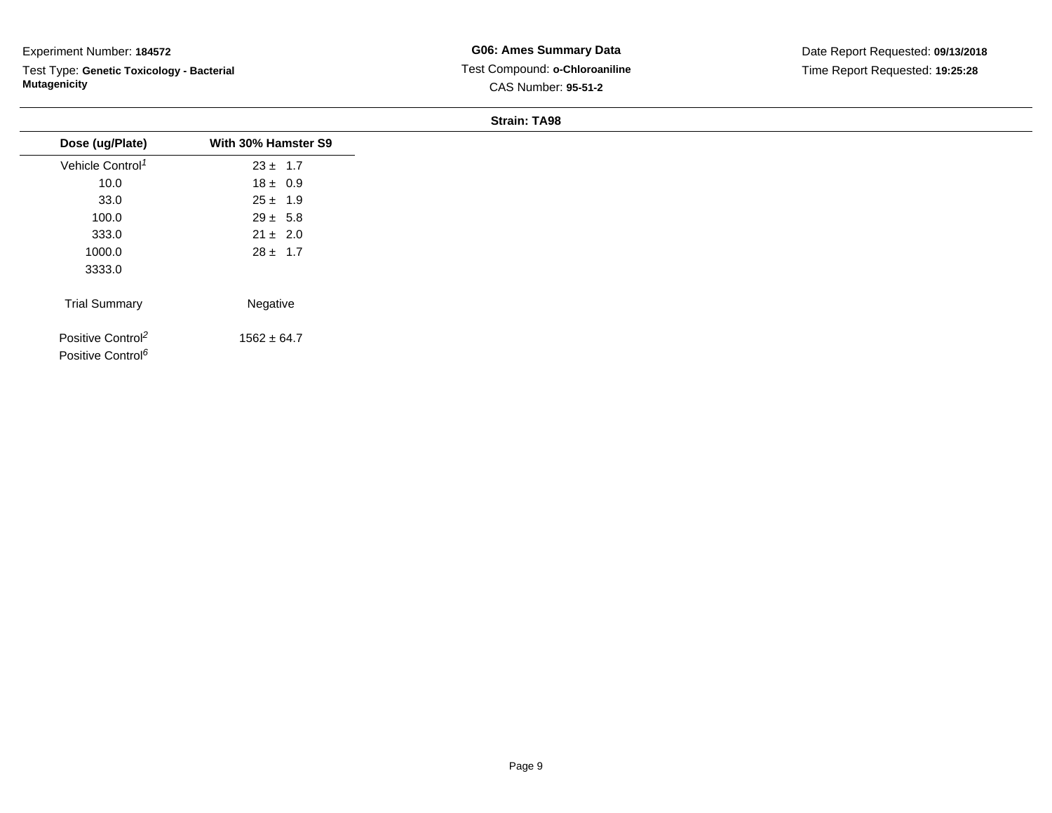Experiment Number: **184572**

Test Type: **Genetic Toxicology - Bacterial Mutagenicity**

**G06: Ames Summary Data**

Test Compound: **o-Chloroaniline**

CAS Number: **95-51-2**

Date Report Requested: **09/13/2018**

Time Report Requested: **19:25:28**

**Strain: TA98**

| Dose (ug/Plate) | With 30% Hamster S9 |
|---|---|
| Vehicle Control[1] | 23 ± 1.7 |
| 10.0 | 18 ± 0.9 |
| 33.0 | 25 ± 1.9 |
| 100.0 | 29 ± 5.8 |
| 333.0 | 21 ± 2.0 |
| 1000.0 | 28 ± 1.7 |
| 3333.0 | |
| Trial Summary | Negative |
| Positive Control[2] | 1562 ± 64.7 |
| Positive Control[6] | |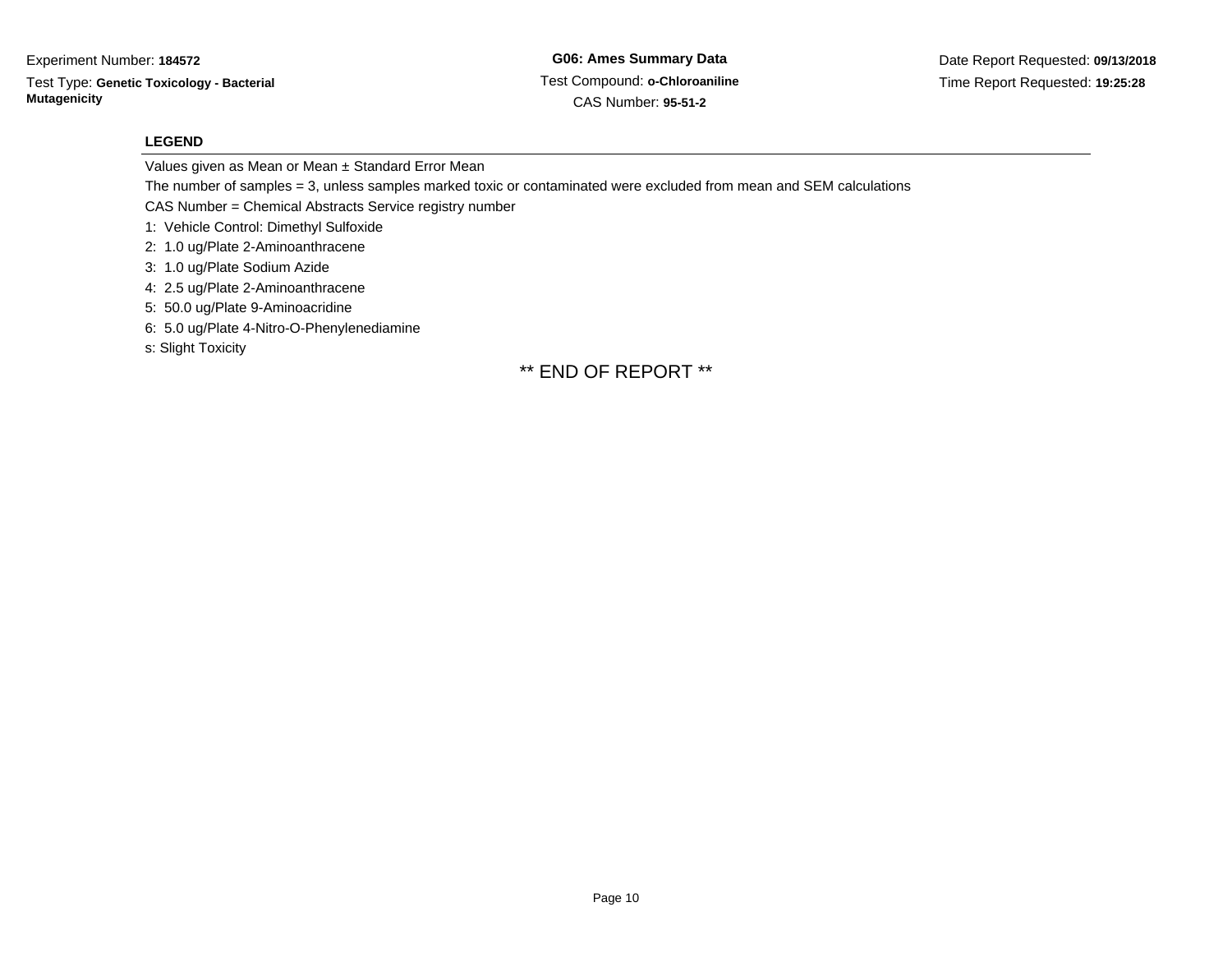**LEGEND**

Values given as Mean or Mean ± Standard Error Mean

The number of samples = 3, unless samples marked toxic or contaminated were excluded from mean and SEM calculations

CAS Number = Chemical Abstracts Service registry number

1: Vehicle Control: Dimethyl Sulfoxide

2: 1.0 ug/Plate 2-Aminoanthracene

3: 1.0 ug/Plate Sodium Azide

4: 2.5 ug/Plate 2-Aminoanthracene

5: 50.0 ug/Plate 9-Aminoacridine

6: 5.0 ug/Plate 4-Nitro-O-Phenylenediamine

s: Slight Toxicity

** END OF REPORT **